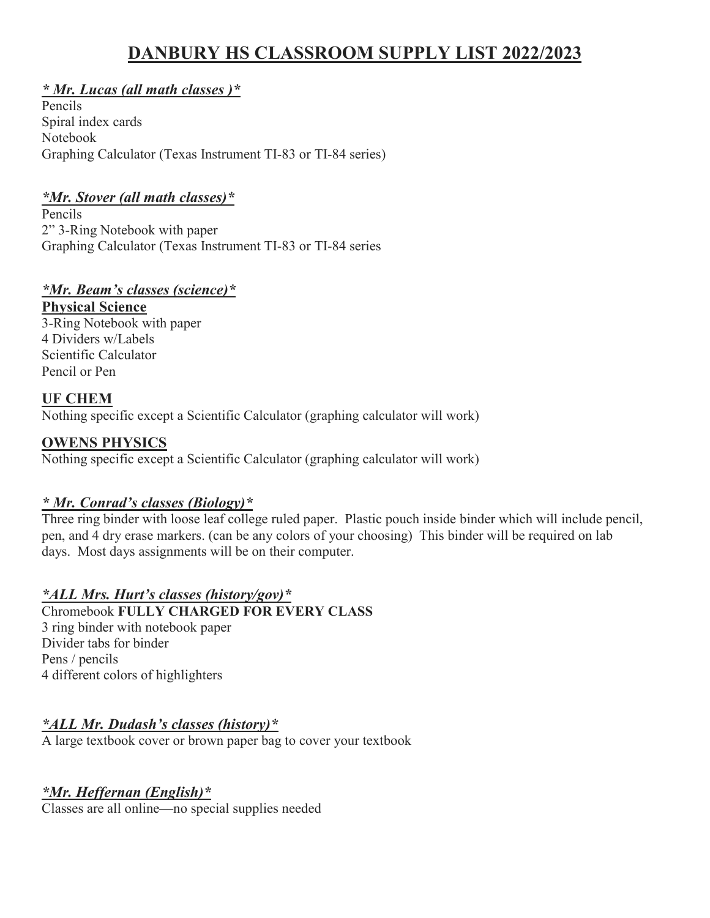# DANBURY HS CLASSROOM SUPPLY LIST 2022/2023

***\* Mr. Lucas (all math classes )\****

Pencils
Spiral index cards
Notebook
Graphing Calculator (Texas Instrument TI-83 or TI-84 series)

***\*Mr. Stover (all math classes)\****

Pencils
2" 3-Ring Notebook with paper
Graphing Calculator (Texas Instrument TI-83 or TI-84 series

***\*Mr. Beam's classes (science)\****

**Physical Science**

3-Ring Notebook with paper
4 Dividers w/Labels
Scientific Calculator
Pencil or Pen

**UF CHEM**

Nothing specific except a Scientific Calculator (graphing calculator will work)

**OWENS PHYSICS**

Nothing specific except a Scientific Calculator (graphing calculator will work)

***\* Mr. Conrad's classes (Biology)\****

Three ring binder with loose leaf college ruled paper. Plastic pouch inside binder which will include pencil, pen, and 4 dry erase markers. (can be any colors of your choosing) This binder will be required on lab days. Most days assignments will be on their computer.

***\*ALL Mrs. Hurt's classes (history/gov)\****

Chromebook **FULLY CHARGED FOR EVERY CLASS**
3 ring binder with notebook paper
Divider tabs for binder
Pens / pencils
4 different colors of highlighters

***\*ALL Mr. Dudash's classes (history)\****

A large textbook cover or brown paper bag to cover your textbook

***\*Mr. Heffernan (English)\****

Classes are all online—no special supplies needed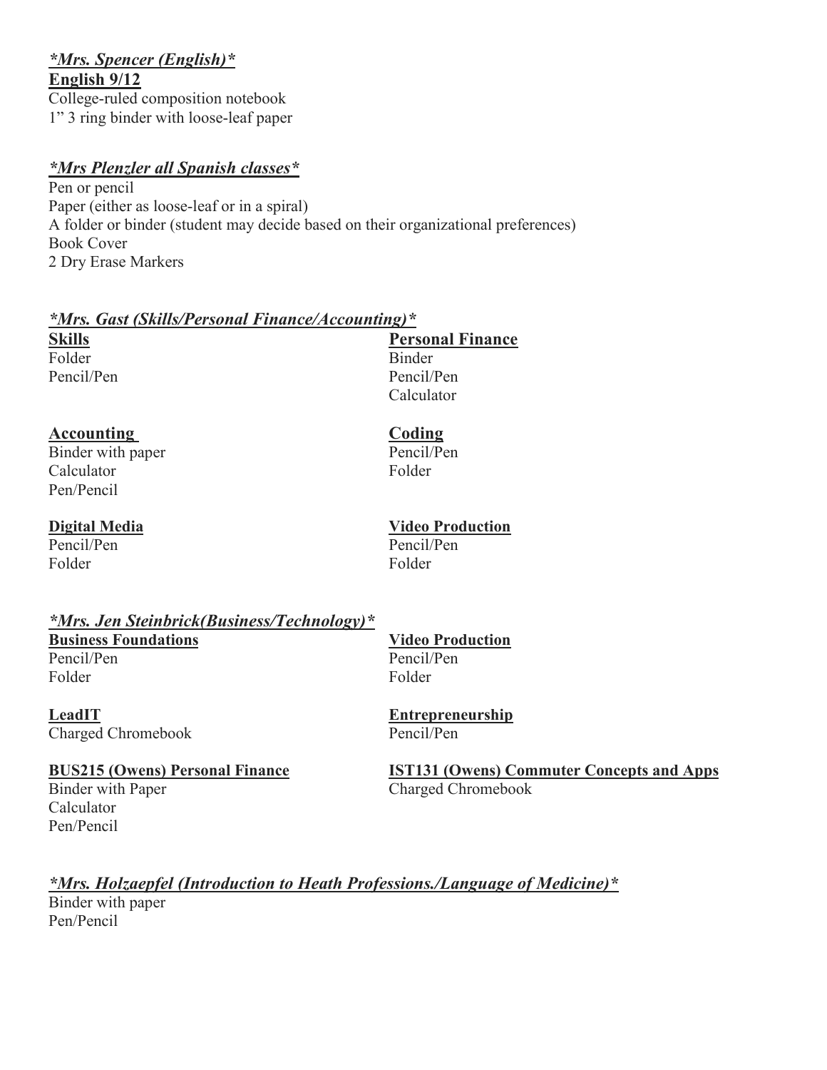***Mrs. Spencer (English)***

**English 9/12**

College-ruled composition notebook
1" 3 ring binder with loose-leaf paper

***Mrs Plenzler all Spanish classes***

Pen or pencil
Paper (either as loose-leaf or in a spiral)
A folder or binder (student may decide based on their organizational preferences)
Book Cover
2 Dry Erase Markers

***Mrs. Gast (Skills/Personal Finance/Accounting)***

**Skills**

Folder
Pencil/Pen

**Personal Finance**

Binder
Pencil/Pen
Calculator

**Accounting**

Binder with paper
Calculator
Pen/Pencil

**Coding**

Pencil/Pen
Folder

**Digital Media**

Pencil/Pen
Folder

**Video Production**

Pencil/Pen
Folder

***Mrs. Jen Steinbrick(Business/Technology)***

**Business Foundations**

Pencil/Pen
Folder

**Video Production**

Pencil/Pen
Folder

**LeadIT**

Charged Chromebook

**Entrepreneurship**

Pencil/Pen

**BUS215 (Owens) Personal Finance**

Binder with Paper
Calculator
Pen/Pencil

**IST131 (Owens) Commuter Concepts and Apps**

Charged Chromebook

***Mrs. Holzaepfel (Introduction to Heath Professions./Language of Medicine)***

Binder with paper
Pen/Pencil